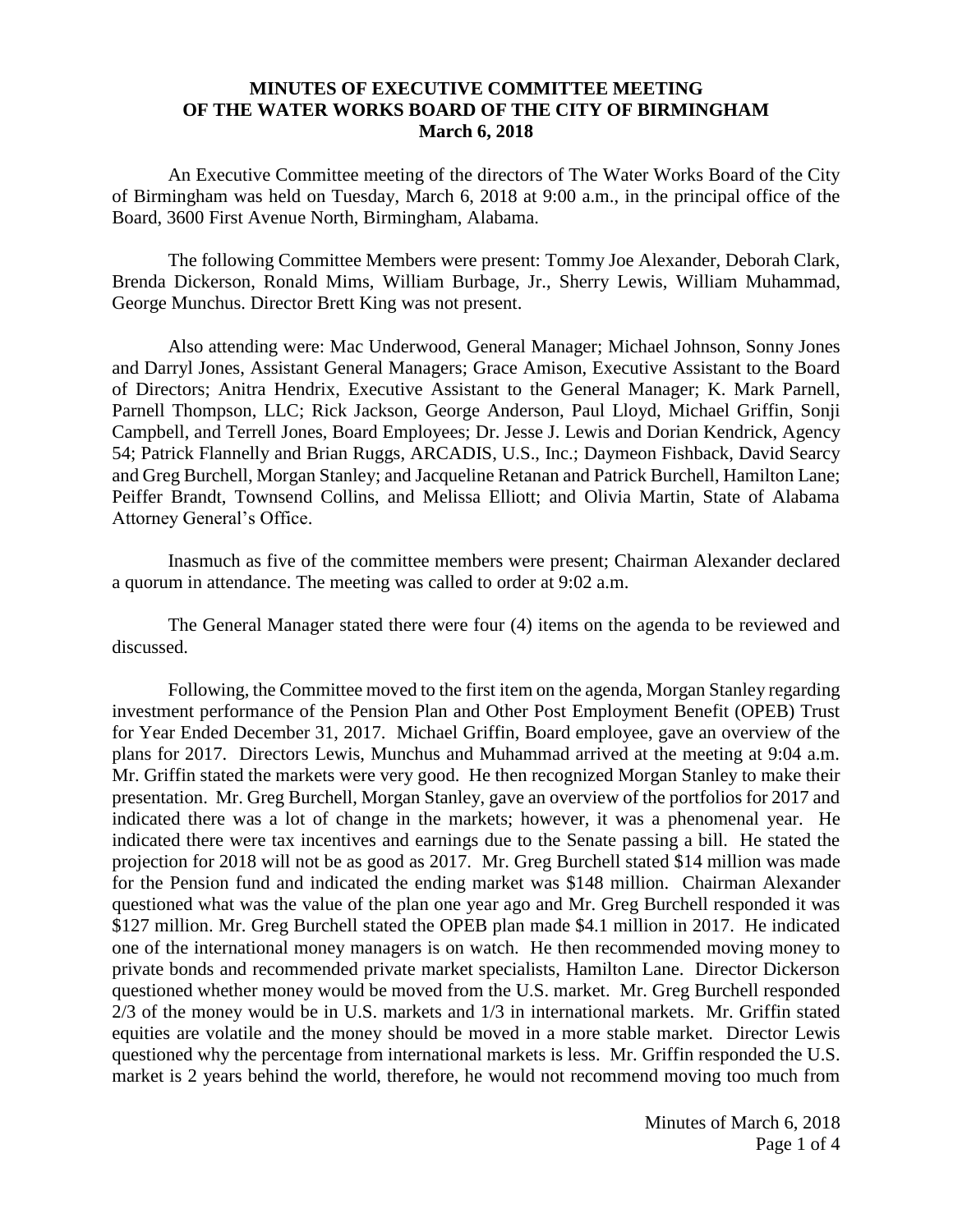**MINUTES OF EXECUTIVE COMMITTEE MEETING**
**OF THE WATER WORKS BOARD OF THE CITY OF BIRMINGHAM**
**March 6, 2018**

An Executive Committee meeting of the directors of The Water Works Board of the City of Birmingham was held on Tuesday, March 6, 2018 at 9:00 a.m., in the principal office of the Board, 3600 First Avenue North, Birmingham, Alabama.

The following Committee Members were present: Tommy Joe Alexander, Deborah Clark, Brenda Dickerson, Ronald Mims, William Burbage, Jr., Sherry Lewis, William Muhammad, George Munchus. Director Brett King was not present.

Also attending were: Mac Underwood, General Manager; Michael Johnson, Sonny Jones and Darryl Jones, Assistant General Managers; Grace Amison, Executive Assistant to the Board of Directors; Anitra Hendrix, Executive Assistant to the General Manager; K. Mark Parnell, Parnell Thompson, LLC; Rick Jackson, George Anderson, Paul Lloyd, Michael Griffin, Sonji Campbell, and Terrell Jones, Board Employees; Dr. Jesse J. Lewis and Dorian Kendrick, Agency 54; Patrick Flannelly and Brian Ruggs, ARCADIS, U.S., Inc.; Daymeon Fishback, David Searcy and Greg Burchell, Morgan Stanley; and Jacqueline Retanan and Patrick Burchell, Hamilton Lane; Peiffer Brandt, Townsend Collins, and Melissa Elliott; and Olivia Martin, State of Alabama Attorney General's Office.

Inasmuch as five of the committee members were present; Chairman Alexander declared a quorum in attendance. The meeting was called to order at 9:02 a.m.

The General Manager stated there were four (4) items on the agenda to be reviewed and discussed.

Following, the Committee moved to the first item on the agenda, Morgan Stanley regarding investment performance of the Pension Plan and Other Post Employment Benefit (OPEB) Trust for Year Ended December 31, 2017. Michael Griffin, Board employee, gave an overview of the plans for 2017. Directors Lewis, Munchus and Muhammad arrived at the meeting at 9:04 a.m. Mr. Griffin stated the markets were very good. He then recognized Morgan Stanley to make their presentation. Mr. Greg Burchell, Morgan Stanley, gave an overview of the portfolios for 2017 and indicated there was a lot of change in the markets; however, it was a phenomenal year. He indicated there were tax incentives and earnings due to the Senate passing a bill. He stated the projection for 2018 will not be as good as 2017. Mr. Greg Burchell stated $14 million was made for the Pension fund and indicated the ending market was $148 million. Chairman Alexander questioned what was the value of the plan one year ago and Mr. Greg Burchell responded it was $127 million. Mr. Greg Burchell stated the OPEB plan made $4.1 million in 2017. He indicated one of the international money managers is on watch. He then recommended moving money to private bonds and recommended private market specialists, Hamilton Lane. Director Dickerson questioned whether money would be moved from the U.S. market. Mr. Greg Burchell responded 2/3 of the money would be in U.S. markets and 1/3 in international markets. Mr. Griffin stated equities are volatile and the money should be moved in a more stable market. Director Lewis questioned why the percentage from international markets is less. Mr. Griffin responded the U.S. market is 2 years behind the world, therefore, he would not recommend moving too much from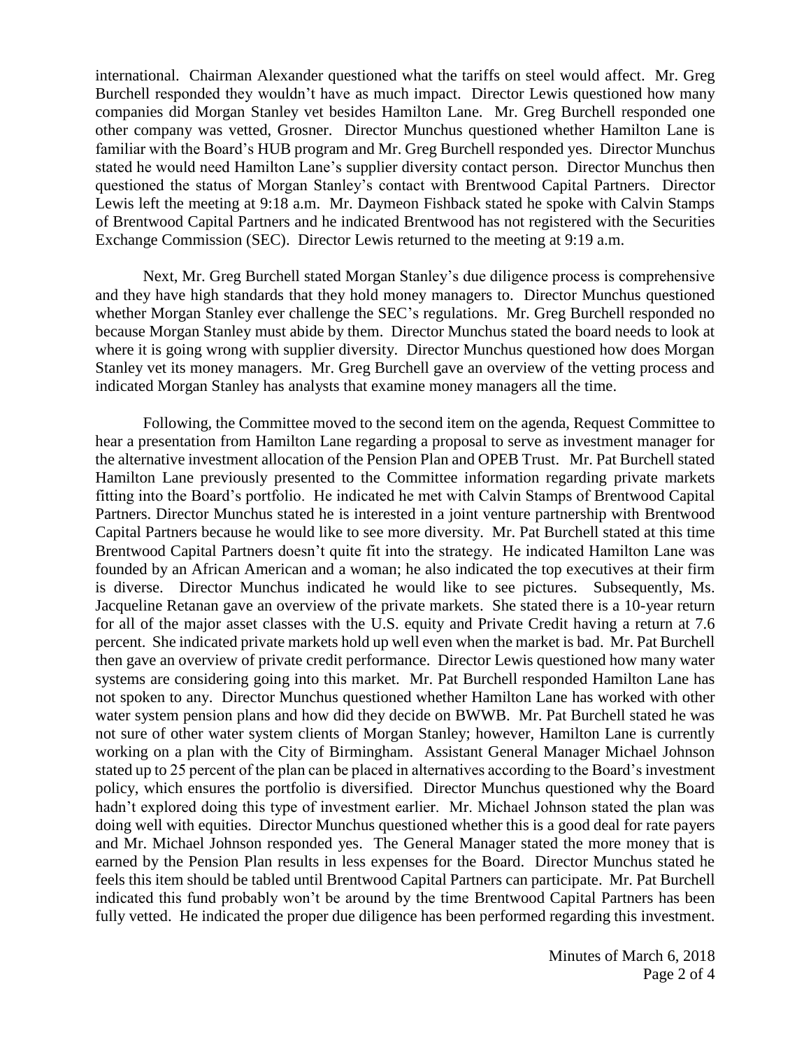international. Chairman Alexander questioned what the tariffs on steel would affect. Mr. Greg Burchell responded they wouldn't have as much impact. Director Lewis questioned how many companies did Morgan Stanley vet besides Hamilton Lane. Mr. Greg Burchell responded one other company was vetted, Grosner. Director Munchus questioned whether Hamilton Lane is familiar with the Board's HUB program and Mr. Greg Burchell responded yes. Director Munchus stated he would need Hamilton Lane's supplier diversity contact person. Director Munchus then questioned the status of Morgan Stanley's contact with Brentwood Capital Partners. Director Lewis left the meeting at 9:18 a.m. Mr. Daymeon Fishback stated he spoke with Calvin Stamps of Brentwood Capital Partners and he indicated Brentwood has not registered with the Securities Exchange Commission (SEC). Director Lewis returned to the meeting at 9:19 a.m.

Next, Mr. Greg Burchell stated Morgan Stanley's due diligence process is comprehensive and they have high standards that they hold money managers to. Director Munchus questioned whether Morgan Stanley ever challenge the SEC's regulations. Mr. Greg Burchell responded no because Morgan Stanley must abide by them. Director Munchus stated the board needs to look at where it is going wrong with supplier diversity. Director Munchus questioned how does Morgan Stanley vet its money managers. Mr. Greg Burchell gave an overview of the vetting process and indicated Morgan Stanley has analysts that examine money managers all the time.

Following, the Committee moved to the second item on the agenda, Request Committee to hear a presentation from Hamilton Lane regarding a proposal to serve as investment manager for the alternative investment allocation of the Pension Plan and OPEB Trust. Mr. Pat Burchell stated Hamilton Lane previously presented to the Committee information regarding private markets fitting into the Board's portfolio. He indicated he met with Calvin Stamps of Brentwood Capital Partners. Director Munchus stated he is interested in a joint venture partnership with Brentwood Capital Partners because he would like to see more diversity. Mr. Pat Burchell stated at this time Brentwood Capital Partners doesn't quite fit into the strategy. He indicated Hamilton Lane was founded by an African American and a woman; he also indicated the top executives at their firm is diverse. Director Munchus indicated he would like to see pictures. Subsequently, Ms. Jacqueline Retanan gave an overview of the private markets. She stated there is a 10-year return for all of the major asset classes with the U.S. equity and Private Credit having a return at 7.6 percent. She indicated private markets hold up well even when the market is bad. Mr. Pat Burchell then gave an overview of private credit performance. Director Lewis questioned how many water systems are considering going into this market. Mr. Pat Burchell responded Hamilton Lane has not spoken to any. Director Munchus questioned whether Hamilton Lane has worked with other water system pension plans and how did they decide on BWWB. Mr. Pat Burchell stated he was not sure of other water system clients of Morgan Stanley; however, Hamilton Lane is currently working on a plan with the City of Birmingham. Assistant General Manager Michael Johnson stated up to 25 percent of the plan can be placed in alternatives according to the Board's investment policy, which ensures the portfolio is diversified. Director Munchus questioned why the Board hadn't explored doing this type of investment earlier. Mr. Michael Johnson stated the plan was doing well with equities. Director Munchus questioned whether this is a good deal for rate payers and Mr. Michael Johnson responded yes. The General Manager stated the more money that is earned by the Pension Plan results in less expenses for the Board. Director Munchus stated he feels this item should be tabled until Brentwood Capital Partners can participate. Mr. Pat Burchell indicated this fund probably won't be around by the time Brentwood Capital Partners has been fully vetted. He indicated the proper due diligence has been performed regarding this investment.

Minutes of March 6, 2018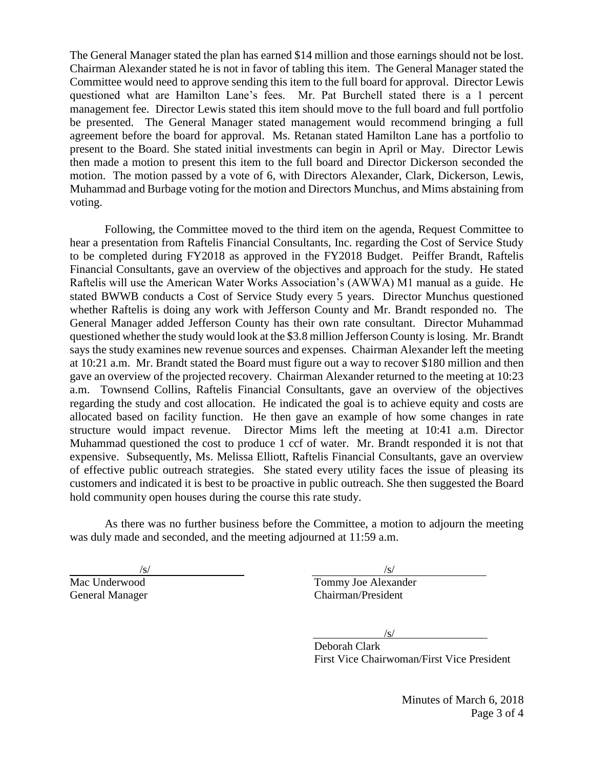The General Manager stated the plan has earned $14 million and those earnings should not be lost. Chairman Alexander stated he is not in favor of tabling this item. The General Manager stated the Committee would need to approve sending this item to the full board for approval. Director Lewis questioned what are Hamilton Lane's fees. Mr. Pat Burchell stated there is a 1 percent management fee. Director Lewis stated this item should move to the full board and full portfolio be presented. The General Manager stated management would recommend bringing a full agreement before the board for approval. Ms. Retanan stated Hamilton Lane has a portfolio to present to the Board. She stated initial investments can begin in April or May. Director Lewis then made a motion to present this item to the full board and Director Dickerson seconded the motion. The motion passed by a vote of 6, with Directors Alexander, Clark, Dickerson, Lewis, Muhammad and Burbage voting for the motion and Directors Munchus, and Mims abstaining from voting.

Following, the Committee moved to the third item on the agenda, Request Committee to hear a presentation from Raftelis Financial Consultants, Inc. regarding the Cost of Service Study to be completed during FY2018 as approved in the FY2018 Budget. Peiffer Brandt, Raftelis Financial Consultants, gave an overview of the objectives and approach for the study. He stated Raftelis will use the American Water Works Association's (AWWA) M1 manual as a guide. He stated BWWB conducts a Cost of Service Study every 5 years. Director Munchus questioned whether Raftelis is doing any work with Jefferson County and Mr. Brandt responded no. The General Manager added Jefferson County has their own rate consultant. Director Muhammad questioned whether the study would look at the $3.8 million Jefferson County is losing. Mr. Brandt says the study examines new revenue sources and expenses. Chairman Alexander left the meeting at 10:21 a.m. Mr. Brandt stated the Board must figure out a way to recover $180 million and then gave an overview of the projected recovery. Chairman Alexander returned to the meeting at 10:23 a.m. Townsend Collins, Raftelis Financial Consultants, gave an overview of the objectives regarding the study and cost allocation. He indicated the goal is to achieve equity and costs are allocated based on facility function. He then gave an example of how some changes in rate structure would impact revenue. Director Mims left the meeting at 10:41 a.m. Director Muhammad questioned the cost to produce 1 ccf of water. Mr. Brandt responded it is not that expensive. Subsequently, Ms. Melissa Elliott, Raftelis Financial Consultants, gave an overview of effective public outreach strategies. She stated every utility faces the issue of pleasing its customers and indicated it is best to be proactive in public outreach. She then suggested the Board hold community open houses during the course this rate study.

As there was no further business before the Committee, a motion to adjourn the meeting was duly made and seconded, and the meeting adjourned at 11:59 a.m.

/s/
Mac Underwood
General Manager

/s/
Tommy Joe Alexander
Chairman/President

/s/
Deborah Clark
First Vice Chairwoman/First Vice President

Minutes of March 6, 2018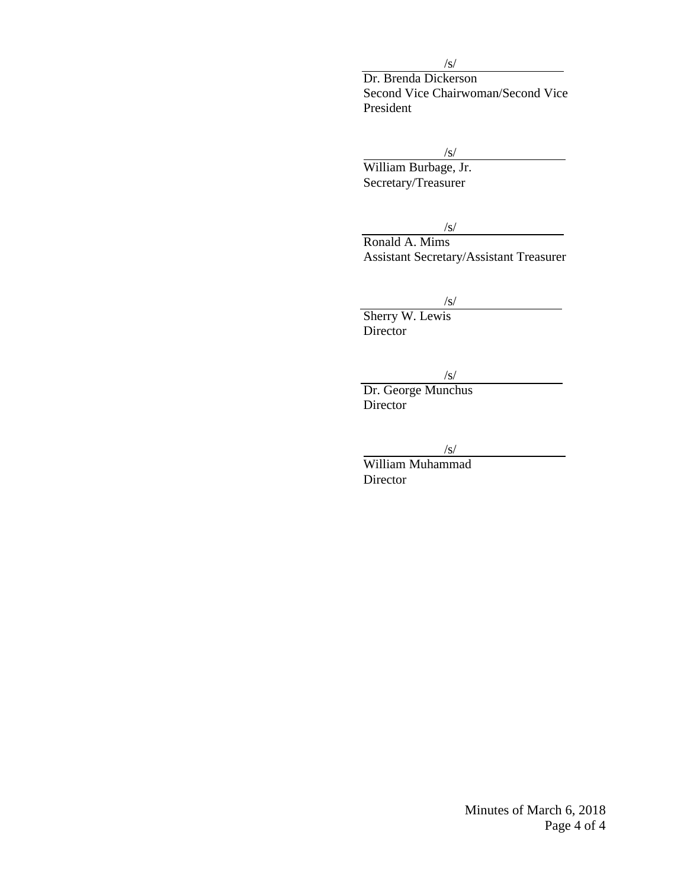/s/

Dr. Brenda Dickerson
Second Vice Chairwoman/Second Vice President

/s/

William Burbage, Jr.
Secretary/Treasurer

/s/

Ronald A. Mims
Assistant Secretary/Assistant Treasurer

/s/

Sherry W. Lewis
Director

/s/

Dr. George Munchus
Director

/s/

William Muhammad
Director

Minutes of March 6, 2018